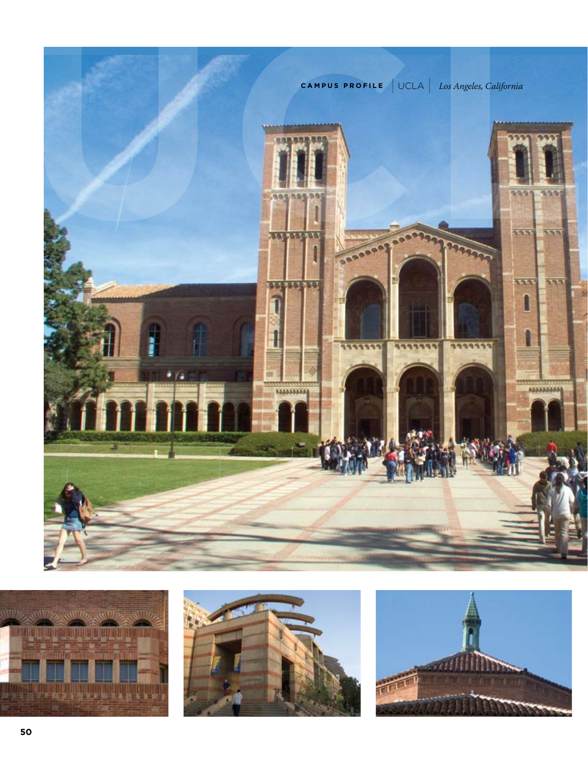CAMPUS PROFILE | UCLA | *Los Angeles, California*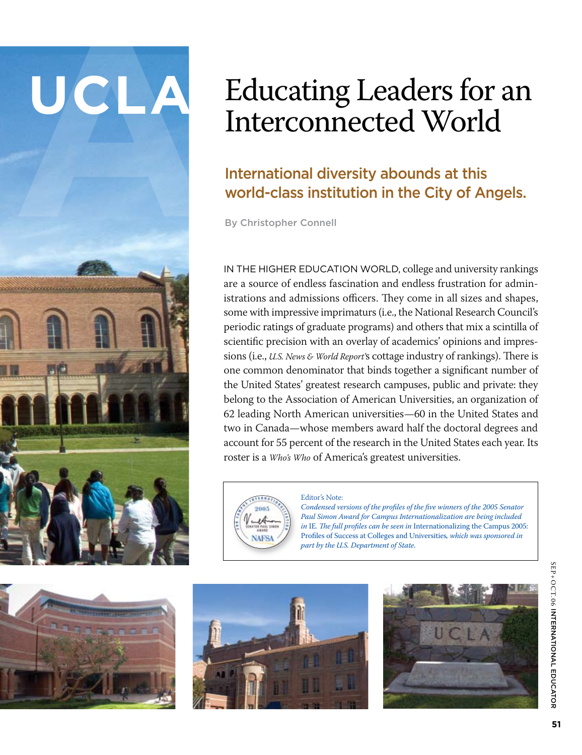# UCLA

# Educating Leaders for an Interconnected World

## International diversity abounds at this world-class institution in the City of Angels.

By Christopher Connell

IN THE HIGHER EDUCATION WORLD, college and university rankings are a source of endless fascination and endless frustration for administrations and admissions officers. They come in all sizes and shapes, some with impressive imprimaturs (i.e., the National Research Council's periodic ratings of graduate programs) and others that mix a scintilla of scientific precision with an overlay of academics' opinions and impressions (i.e., *U.S. News & World Report*'s cottage industry of rankings). There is one common denominator that binds together a significant number of the United States' greatest research campuses, public and private: they belong to the Association of American Universities, an organization of 62 leading North American universities—60 in the United States and two in Canada—whose members award half the doctoral degrees and account for 55 percent of the research in the United States each year. Its roster is a *Who's Who* of America's greatest universities.

> Editor's Note:
> *Condensed versions of the profiles of the five winners of the 2005 Senator Paul Simon Award for Campus Internationalization are being included in* IE. *The full profiles can be seen in* Internationalizing the Campus 2005: Profiles of Success at Colleges and Universities, *which was sponsored in part by the U.S. Department of State.*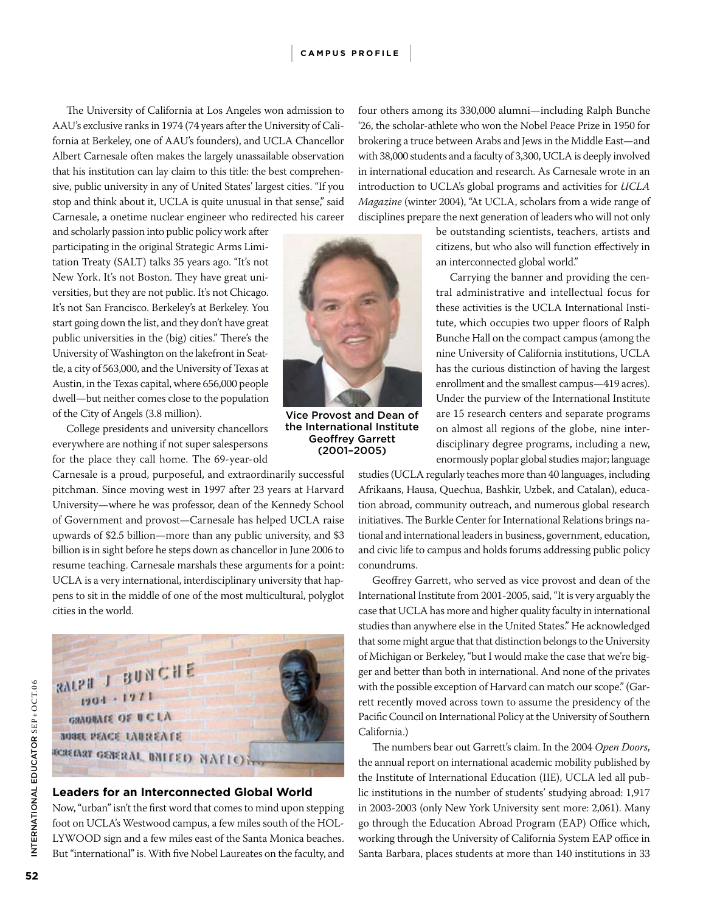The University of California at Los Angeles won admission to AAU's exclusive ranks in 1974 (74 years after the University of California at Berkeley, one of AAU's founders), and UCLA Chancellor Albert Carnesale often makes the largely unassailable observation that his institution can lay claim to this title: the best comprehensive, public university in any of United States' largest cities. "If you stop and think about it, UCLA is quite unusual in that sense," said Carnesale, a onetime nuclear engineer who redirected his career and scholarly passion into public policy work after participating in the original Strategic Arms Limitation Treaty (SALT) talks 35 years ago. "It's not New York. It's not Boston. They have great universities, but they are not public. It's not Chicago. It's not San Francisco. Berkeley's at Berkeley. You start going down the list, and they don't have great public universities in the (big) cities." There's the University of Washington on the lakefront in Seattle, a city of 563,000, and the University of Texas at Austin, in the Texas capital, where 656,000 people dwell—but neither comes close to the population of the City of Angels (3.8 million).

Vice Provost and Dean of the International Institute Geoffrey Garrett (2001–2005)

College presidents and university chancellors everywhere are nothing if not super salespersons for the place they call home. The 69-year-old Carnesale is a proud, purposeful, and extraordinarily successful pitchman. Since moving west in 1997 after 23 years at Harvard University—where he was professor, dean of the Kennedy School of Government and provost—Carnesale has helped UCLA raise upwards of $2.5 billion—more than any public university, and $3 billion is in sight before he steps down as chancellor in June 2006 to resume teaching. Carnesale marshals these arguments for a point: UCLA is a very international, interdisciplinary university that happens to sit in the middle of one of the most multicultural, polyglot cities in the world.

## Leaders for an Interconnected Global World

Now, "urban" isn't the first word that comes to mind upon stepping foot on UCLA's Westwood campus, a few miles south of the HOLLYWOOD sign and a few miles east of the Santa Monica beaches. But "international" is. With five Nobel Laureates on the faculty, and four others among its 330,000 alumni—including Ralph Bunche '26, the scholar-athlete who won the Nobel Peace Prize in 1950 for brokering a truce between Arabs and Jews in the Middle East—and with 38,000 students and a faculty of 3,300, UCLA is deeply involved in international education and research. As Carnesale wrote in an introduction to UCLA's global programs and activities for *UCLA Magazine* (winter 2004), "At UCLA, scholars from a wide range of disciplines prepare the next generation of leaders who will not only be outstanding scientists, teachers, artists and citizens, but who also will function effectively in an interconnected global world."

Carrying the banner and providing the central administrative and intellectual focus for these activities is the UCLA International Institute, which occupies two upper floors of Ralph Bunche Hall on the compact campus (among the nine University of California institutions, UCLA has the curious distinction of having the largest enrollment and the smallest campus—419 acres). Under the purview of the International Institute are 15 research centers and separate programs on almost all regions of the globe, nine interdisciplinary degree programs, including a new, enormously poplar global studies major; language studies (UCLA regularly teaches more than 40 languages, including Afrikaans, Hausa, Quechua, Bashkir, Uzbek, and Catalan), education abroad, community outreach, and numerous global research initiatives. The Burkle Center for International Relations brings national and international leaders in business, government, education, and civic life to campus and holds forums addressing public policy conundrums.

Geoffrey Garrett, who served as vice provost and dean of the International Institute from 2001-2005, said, "It is very arguably the case that UCLA has more and higher quality faculty in international studies than anywhere else in the United States." He acknowledged that some might argue that that distinction belongs to the University of Michigan or Berkeley, "but I would make the case that we're bigger and better than both in international. And none of the privates with the possible exception of Harvard can match our scope." (Garrett recently moved across town to assume the presidency of the Pacific Council on International Policy at the University of Southern California.)

The numbers bear out Garrett's claim. In the 2004 *Open Doors*, the annual report on international academic mobility published by the Institute of International Education (IIE), UCLA led all public institutions in the number of students' studying abroad: 1,917 in 2003-2003 (only New York University sent more: 2,061). Many go through the Education Abroad Program (EAP) Office which, working through the University of California System EAP office in Santa Barbara, places students at more than 140 institutions in 33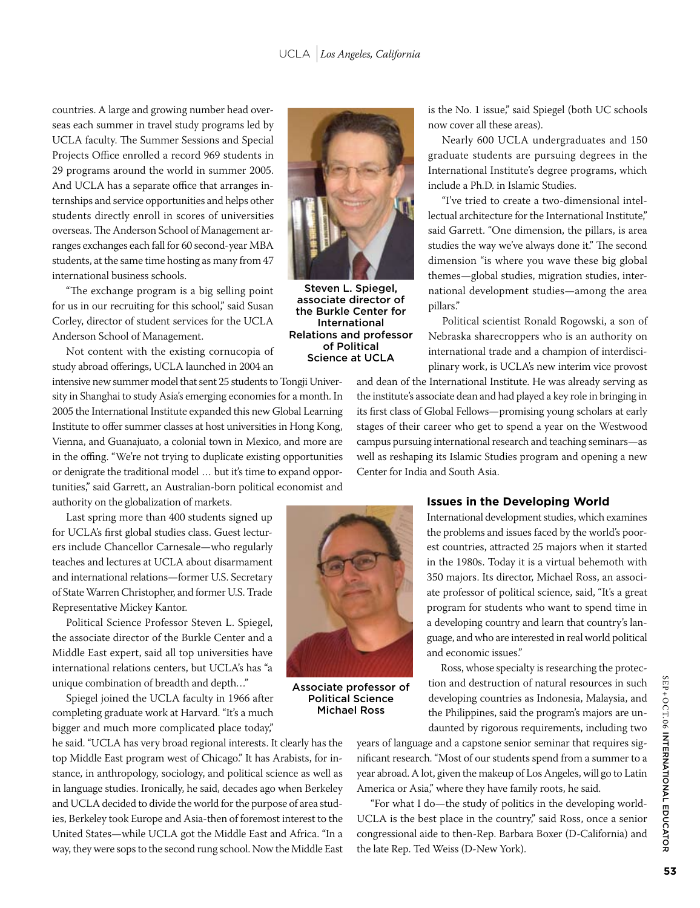countries. A large and growing number head overseas each summer in travel study programs led by UCLA faculty. The Summer Sessions and Special Projects Office enrolled a record 969 students in 29 programs around the world in summer 2005. And UCLA has a separate office that arranges internships and service opportunities and helps other students directly enroll in scores of universities overseas. The Anderson School of Management arranges exchanges each fall for 60 second-year MBA students, at the same time hosting as many from 47 international business schools.

"The exchange program is a big selling point for us in our recruiting for this school," said Susan Corley, director of student services for the UCLA Anderson School of Management.

Not content with the existing cornucopia of study abroad offerings, UCLA launched in 2004 an intensive new summer model that sent 25 students to Tongji University in Shanghai to study Asia's emerging economies for a month. In 2005 the International Institute expanded this new Global Learning Institute to offer summer classes at host universities in Hong Kong, Vienna, and Guanajuato, a colonial town in Mexico, and more are in the offing. "We're not trying to duplicate existing opportunities or denigrate the traditional model … but it's time to expand opportunities," said Garrett, an Australian-born political economist and authority on the globalization of markets.

Steven L. Spiegel, associate director of the Burkle Center for International Relations and professor of Political Science at UCLA

Last spring more than 400 students signed up for UCLA's first global studies class. Guest lecturers include Chancellor Carnesale—who regularly teaches and lectures at UCLA about disarmament and international relations—former U.S. Secretary of State Warren Christopher, and former U.S. Trade Representative Mickey Kantor.

Political Science Professor Steven L. Spiegel, the associate director of the Burkle Center and a Middle East expert, said all top universities have international relations centers, but UCLA's has "a unique combination of breadth and depth…"

Spiegel joined the UCLA faculty in 1966 after completing graduate work at Harvard. "It's a much bigger and much more complicated place today," he said. "UCLA has very broad regional interests. It clearly has the top Middle East program west of Chicago." It has Arabists, for instance, in anthropology, sociology, and political science as well as in language studies. Ironically, he said, decades ago when Berkeley and UCLA decided to divide the world for the purpose of area studies, Berkeley took Europe and Asia-then of foremost interest to the United States—while UCLA got the Middle East and Africa. "In a way, they were sops to the second rung school. Now the Middle East is the No. 1 issue," said Spiegel (both UC schools now cover all these areas).

Nearly 600 UCLA undergraduates and 150 graduate students are pursuing degrees in the International Institute's degree programs, which include a Ph.D. in Islamic Studies.

"I've tried to create a two-dimensional intellectual architecture for the International Institute," said Garrett. "One dimension, the pillars, is area studies the way we've always done it." The second dimension "is where you wave these big global themes—global studies, migration studies, international development studies—among the area pillars."

Political scientist Ronald Rogowski, a son of Nebraska sharecroppers who is an authority on international trade and a champion of interdisciplinary work, is UCLA's new interim vice provost and dean of the International Institute. He was already serving as the institute's associate dean and had played a key role in bringing in its first class of Global Fellows—promising young scholars at early stages of their career who get to spend a year on the Westwood campus pursuing international research and teaching seminars—as well as reshaping its Islamic Studies program and opening a new Center for India and South Asia.

Associate professor of Political Science Michael Ross

### Issues in the Developing World

International development studies, which examines the problems and issues faced by the world's poorest countries, attracted 25 majors when it started in the 1980s. Today it is a virtual behemoth with 350 majors. Its director, Michael Ross, an associate professor of political science, said, "It's a great program for students who want to spend time in a developing country and learn that country's language, and who are interested in real world political and economic issues."

Ross, whose specialty is researching the protection and destruction of natural resources in such developing countries as Indonesia, Malaysia, and the Philippines, said the program's majors are undaunted by rigorous requirements, including two years of language and a capstone senior seminar that requires significant research. "Most of our students spend from a summer to a year abroad. A lot, given the makeup of Los Angeles, will go to Latin America or Asia," where they have family roots, he said.

"For what I do—the study of politics in the developing world-UCLA is the best place in the country," said Ross, once a senior congressional aide to then-Rep. Barbara Boxer (D-California) and the late Rep. Ted Weiss (D-New York).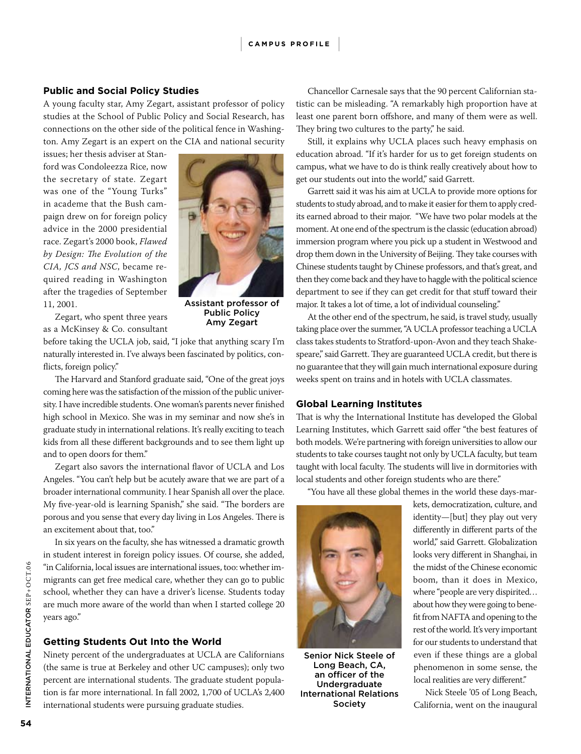### Public and Social Policy Studies

A young faculty star, Amy Zegart, assistant professor of policy studies at the School of Public Policy and Social Research, has connections on the other side of the political fence in Washington. Amy Zegart is an expert on the CIA and national security issues; her thesis adviser at Stanford was Condoleezza Rice, now the secretary of state. Zegart was one of the "Young Turks" in academe that the Bush campaign drew on for foreign policy advice in the 2000 presidential race. Zegart's 2000 book, *Flawed by Design: The Evolution of the CIA, JCS and NSC*, became required reading in Washington after the tragedies of September 11, 2001.

Assistant professor of Public Policy Amy Zegart

Zegart, who spent three years as a McKinsey & Co. consultant before taking the UCLA job, said, "I joke that anything scary I'm naturally interested in. I've always been fascinated by politics, conflicts, foreign policy."

The Harvard and Stanford graduate said, "One of the great joys coming here was the satisfaction of the mission of the public university. I have incredible students. One woman's parents never finished high school in Mexico. She was in my seminar and now she's in graduate study in international relations. It's really exciting to teach kids from all these different backgrounds and to see them light up and to open doors for them."

Zegart also savors the international flavor of UCLA and Los Angeles. "You can't help but be acutely aware that we are part of a broader international community. I hear Spanish all over the place. My five-year-old is learning Spanish," she said. "The borders are porous and you sense that every day living in Los Angeles. There is an excitement about that, too."

In six years on the faculty, she has witnessed a dramatic growth in student interest in foreign policy issues. Of course, she added, "in California, local issues are international issues, too: whether immigrants can get free medical care, whether they can go to public school, whether they can have a driver's license. Students today are much more aware of the world than when I started college 20 years ago."

### Getting Students Out Into the World

Ninety percent of the undergraduates at UCLA are Californians (the same is true at Berkeley and other UC campuses); only two percent are international students. The graduate student population is far more international. In fall 2002, 1,700 of UCLA's 2,400 international students were pursuing graduate studies.

Chancellor Carnesale says that the 90 percent Californian statistic can be misleading. "A remarkably high proportion have at least one parent born offshore, and many of them were as well. They bring two cultures to the party," he said.

Still, it explains why UCLA places such heavy emphasis on education abroad. "If it's harder for us to get foreign students on campus, what we have to do is think really creatively about how to get our students out into the world," said Garrett.

Garrett said it was his aim at UCLA to provide more options for students to study abroad, and to make it easier for them to apply credits earned abroad to their major. "We have two polar models at the moment. At one end of the spectrum is the classic (education abroad) immersion program where you pick up a student in Westwood and drop them down in the University of Beijing. They take courses with Chinese students taught by Chinese professors, and that's great, and then they come back and they have to haggle with the political science department to see if they can get credit for that stuff toward their major. It takes a lot of time, a lot of individual counseling."

At the other end of the spectrum, he said, is travel study, usually taking place over the summer, "A UCLA professor teaching a UCLA class takes students to Stratford-upon-Avon and they teach Shakespeare," said Garrett. They are guaranteed UCLA credit, but there is no guarantee that they will gain much international exposure during weeks spent on trains and in hotels with UCLA classmates.

### Global Learning Institutes

That is why the International Institute has developed the Global Learning Institutes, which Garrett said offer "the best features of both models. We're partnering with foreign universities to allow our students to take courses taught not only by UCLA faculty, but team taught with local faculty. The students will live in dormitories with local students and other foreign students who are there."

"You have all these global themes in the world these days-markets, democratization, culture, and identity—[but] they play out very differently in different parts of the world," said Garrett. Globalization looks very different in Shanghai, in the midst of the Chinese economic boom, than it does in Mexico, where "people are very dispirited… about how they were going to benefit from NAFTA and opening to the rest of the world. It's very important for our students to understand that even if these things are a global phenomenon in some sense, the local realities are very different."

Senior Nick Steele of Long Beach, CA, an officer of the Undergraduate International Relations Society

Nick Steele '05 of Long Beach, California, went on the inaugural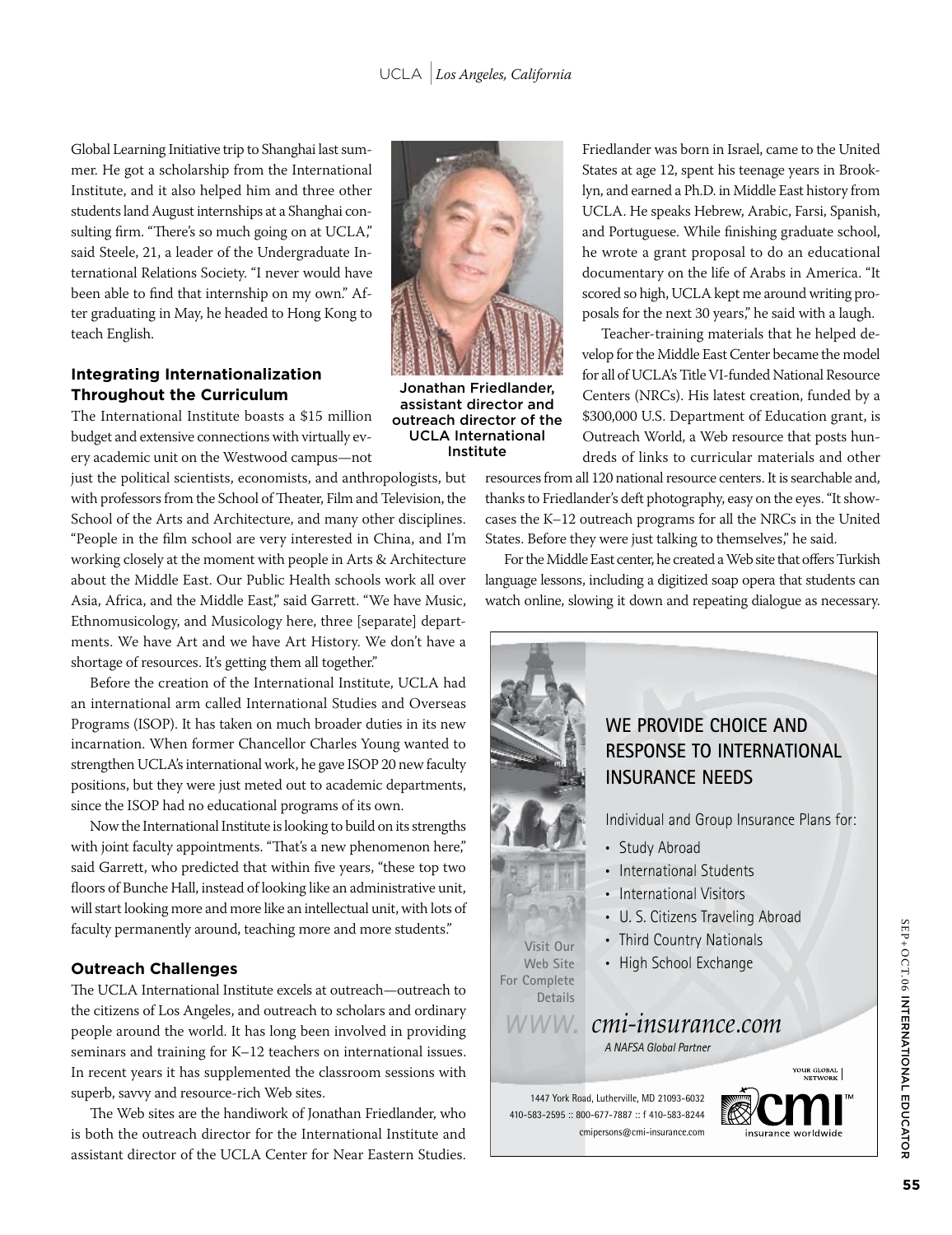Global Learning Initiative trip to Shanghai last summer. He got a scholarship from the International Institute, and it also helped him and three other students land August internships at a Shanghai consulting firm. "There's so much going on at UCLA," said Steele, 21, a leader of the Undergraduate International Relations Society. "I never would have been able to find that internship on my own." After graduating in May, he headed to Hong Kong to teach English.

### Integrating Internationalization Throughout the Curriculum

The International Institute boasts a $15 million budget and extensive connections with virtually every academic unit on the Westwood campus—not just the political scientists, economists, and anthropologists, but with professors from the School of Theater, Film and Television, the School of the Arts and Architecture, and many other disciplines. "People in the film school are very interested in China, and I'm working closely at the moment with people in Arts & Architecture about the Middle East. Our Public Health schools work all over Asia, Africa, and the Middle East," said Garrett. "We have Music, Ethnomusicology, and Musicology here, three [separate] departments. We have Art and we have Art History. We don't have a shortage of resources. It's getting them all together."

Before the creation of the International Institute, UCLA had an international arm called International Studies and Overseas Programs (ISOP). It has taken on much broader duties in its new incarnation. When former Chancellor Charles Young wanted to strengthen UCLA's international work, he gave ISOP 20 new faculty positions, but they were just meted out to academic departments, since the ISOP had no educational programs of its own.

Now the International Institute is looking to build on its strengths with joint faculty appointments. "That's a new phenomenon here," said Garrett, who predicted that within five years, "these top two floors of Bunche Hall, instead of looking like an administrative unit, will start looking more and more like an intellectual unit, with lots of faculty permanently around, teaching more and more students."

### Outreach Challenges

The UCLA International Institute excels at outreach—outreach to the citizens of Los Angeles, and outreach to scholars and ordinary people around the world. It has long been involved in providing seminars and training for K–12 teachers on international issues. In recent years it has supplemented the classroom sessions with superb, savvy and resource-rich Web sites.

The Web sites are the handiwork of Jonathan Friedlander, who is both the outreach director for the International Institute and assistant director of the UCLA Center for Near Eastern Studies.

Jonathan Friedlander, assistant director and outreach director of the UCLA International Institute

Friedlander was born in Israel, came to the United States at age 12, spent his teenage years in Brooklyn, and earned a Ph.D. in Middle East history from UCLA. He speaks Hebrew, Arabic, Farsi, Spanish, and Portuguese. While finishing graduate school, he wrote a grant proposal to do an educational documentary on the life of Arabs in America. "It scored so high, UCLA kept me around writing proposals for the next 30 years," he said with a laugh.

Teacher-training materials that he helped develop for the Middle East Center became the model for all of UCLA's Title VI-funded National Resource Centers (NRCs). His latest creation, funded by a $300,000 U.S. Department of Education grant, is Outreach World, a Web resource that posts hundreds of links to curricular materials and other resources from all 120 national resource centers. It is searchable and, thanks to Friedlander's deft photography, easy on the eyes. "It showcases the K–12 outreach programs for all the NRCs in the United States. Before they were just talking to themselves," he said.

For the Middle East center, he created a Web site that offers Turkish language lessons, including a digitized soap opera that students can watch online, slowing it down and repeating dialogue as necessary.

---

**WE PROVIDE CHOICE AND RESPONSE TO INTERNATIONAL INSURANCE NEEDS**

Individual and Group Insurance Plans for:

- Study Abroad
- International Students
- International Visitors
- U. S. Citizens Traveling Abroad
- Third Country Nationals
- High School Exchange

Visit Our Web Site For Complete Details

*www. cmi-insurance.com*

*A NAFSA Global Partner*

1447 York Road, Lutherville, MD 21093-6032
410-583-2595 :: 800-677-7887 :: f 410-583-8244
cmipersons@cmi-insurance.com

YOUR GLOBAL NETWORK | cmi™ insurance worldwide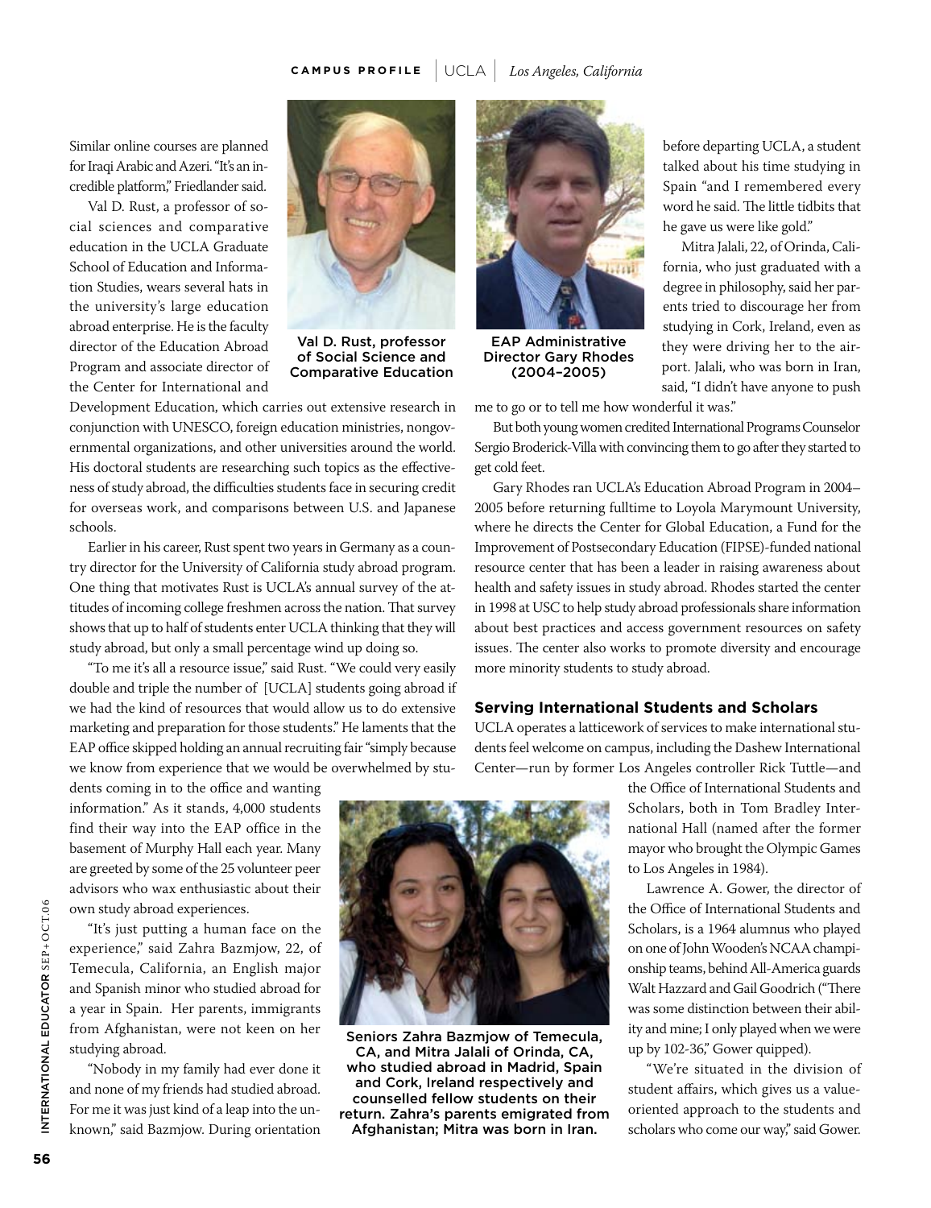Similar online courses are planned for Iraqi Arabic and Azeri. "It's an incredible platform," Friedlander said.

Val D. Rust, a professor of social sciences and comparative education in the UCLA Graduate School of Education and Information Studies, wears several hats in the university's large education abroad enterprise. He is the faculty director of the Education Abroad Program and associate director of the Center for International and Development Education, which carries out extensive research in conjunction with UNESCO, foreign education ministries, nongovernmental organizations, and other universities around the world. His doctoral students are researching such topics as the effectiveness of study abroad, the difficulties students face in securing credit for overseas work, and comparisons between U.S. and Japanese schools.

Val D. Rust, professor of Social Science and Comparative Education

EAP Administrative Director Gary Rhodes (2004–2005)

Earlier in his career, Rust spent two years in Germany as a country director for the University of California study abroad program. One thing that motivates Rust is UCLA's annual survey of the attitudes of incoming college freshmen across the nation. That survey shows that up to half of students enter UCLA thinking that they will study abroad, but only a small percentage wind up doing so.

"To me it's all a resource issue," said Rust. "We could very easily double and triple the number of [UCLA] students going abroad if we had the kind of resources that would allow us to do extensive marketing and preparation for those students." He laments that the EAP office skipped holding an annual recruiting fair "simply because we know from experience that we would be overwhelmed by students coming in to the office and wanting information." As it stands, 4,000 students find their way into the EAP office in the basement of Murphy Hall each year. Many are greeted by some of the 25 volunteer peer advisors who wax enthusiastic about their own study abroad experiences.

"It's just putting a human face on the experience," said Zahra Bazmjow, 22, of Temecula, California, an English major and Spanish minor who studied abroad for a year in Spain. Her parents, immigrants from Afghanistan, were not keen on her studying abroad.

"Nobody in my family had ever done it and none of my friends had studied abroad. For me it was just kind of a leap into the unknown," said Bazmjow. During orientation before departing UCLA, a student talked about his time studying in Spain "and I remembered every word he said. The little tidbits that he gave us were like gold."

Seniors Zahra Bazmjow of Temecula, CA, and Mitra Jalali of Orinda, CA, who studied abroad in Madrid, Spain and Cork, Ireland respectively and counselled fellow students on their return. Zahra's parents emigrated from Afghanistan; Mitra was born in Iran.

Mitra Jalali, 22, of Orinda, California, who just graduated with a degree in philosophy, said her parents tried to discourage her from studying in Cork, Ireland, even as they were driving her to the airport. Jalali, who was born in Iran, said, "I didn't have anyone to push me to go or to tell me how wonderful it was."

But both young women credited International Programs Counselor Sergio Broderick-Villa with convincing them to go after they started to get cold feet.

Gary Rhodes ran UCLA's Education Abroad Program in 2004–2005 before returning fulltime to Loyola Marymount University, where he directs the Center for Global Education, a Fund for the Improvement of Postsecondary Education (FIPSE)-funded national resource center that has been a leader in raising awareness about health and safety issues in study abroad. Rhodes started the center in 1998 at USC to help study abroad professionals share information about best practices and access government resources on safety issues. The center also works to promote diversity and encourage more minority students to study abroad.

### Serving International Students and Scholars

UCLA operates a latticework of services to make international students feel welcome on campus, including the Dashew International Center—run by former Los Angeles controller Rick Tuttle—and the Office of International Students and Scholars, both in Tom Bradley International Hall (named after the former mayor who brought the Olympic Games to Los Angeles in 1984).

Lawrence A. Gower, the director of the Office of International Students and Scholars, is a 1964 alumnus who played on one of John Wooden's NCAA championship teams, behind All-America guards Walt Hazzard and Gail Goodrich ("There was some distinction between their ability and mine; I only played when we were up by 102-36," Gower quipped).

"We're situated in the division of student affairs, which gives us a value-oriented approach to the students and scholars who come our way," said Gower.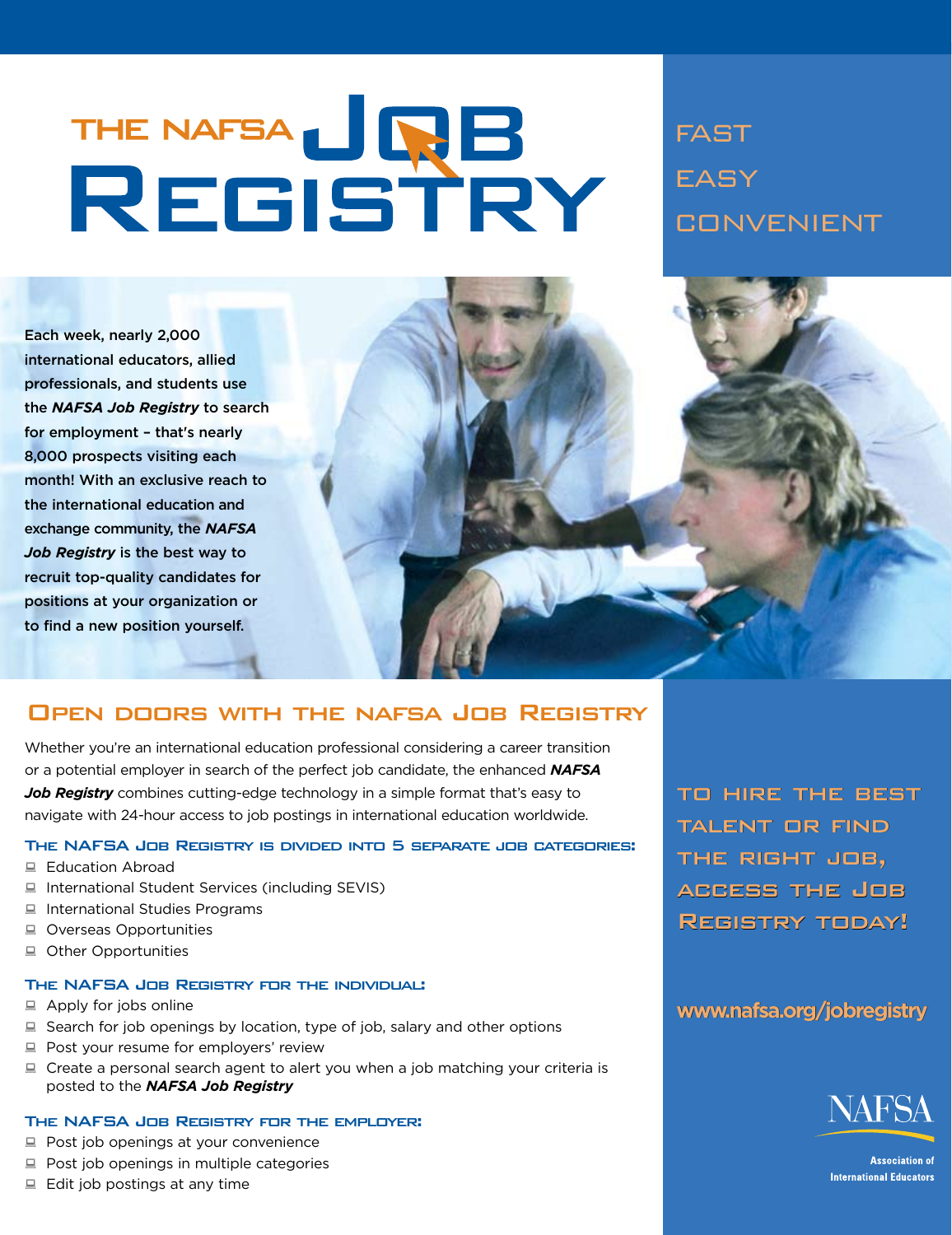# THE NAFSA JOB REGISTRY

FAST

EASY

CONVENIENT

Each week, nearly 2,000 international educators, allied professionals, and students use the ***NAFSA Job Registry*** to search for employment – that's nearly 8,000 prospects visiting each month! With an exclusive reach to the international education and exchange community, the ***NAFSA Job Registry*** is the best way to recruit top-quality candidates for positions at your organization or to find a new position yourself.

## OPEN DOORS WITH THE NAFSA JOB REGISTRY

Whether you're an international education professional considering a career transition or a potential employer in search of the perfect job candidate, the enhanced ***NAFSA Job Registry*** combines cutting-edge technology in a simple format that's easy to navigate with 24-hour access to job postings in international education worldwide.

### THE NAFSA JOB REGISTRY IS DIVIDED INTO 5 SEPARATE JOB CATEGORIES:

- Education Abroad
- International Student Services (including SEVIS)
- International Studies Programs
- Overseas Opportunities
- Other Opportunities

### THE NAFSA JOB REGISTRY FOR THE INDIVIDUAL:

- Apply for jobs online
- Search for job openings by location, type of job, salary and other options
- Post your resume for employers' review
- Create a personal search agent to alert you when a job matching your criteria is posted to the ***NAFSA Job Registry***

### THE NAFSA JOB REGISTRY FOR THE EMPLOYER:

- Post job openings at your convenience
- Post job openings in multiple categories
- Edit job postings at any time

TO HIRE THE BEST TALENT OR FIND THE RIGHT JOB, ACCESS THE JOB REGISTRY TODAY!

www.nafsa.org/jobregistry

NAFSA

Association of International Educators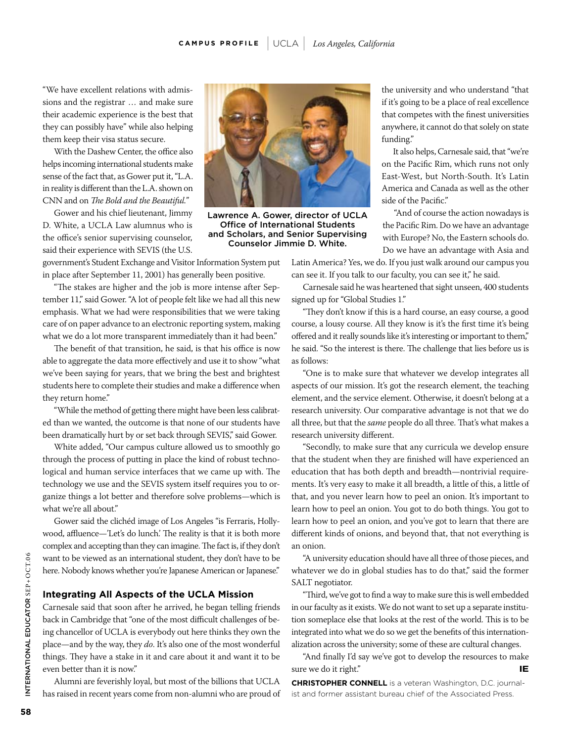"We have excellent relations with admissions and the registrar … and make sure their academic experience is the best that they can possibly have" while also helping them keep their visa status secure.

With the Dashew Center, the office also helps incoming international students make sense of the fact that, as Gower put it, "L.A. in reality is different than the L.A. shown on CNN and on *The Bold and the Beautiful*."

Gower and his chief lieutenant, Jimmy D. White, a UCLA Law alumnus who is the office's senior supervising counselor, said their experience with SEVIS (the U.S. government's Student Exchange and Visitor Information System put in place after September 11, 2001) has generally been positive.

Lawrence A. Gower, director of UCLA Office of International Students and Scholars, and Senior Supervising Counselor Jimmie D. White.

"The stakes are higher and the job is more intense after September 11," said Gower. "A lot of people felt like we had all this new emphasis. What we had were responsibilities that we were taking care of on paper advance to an electronic reporting system, making what we do a lot more transparent immediately than it had been."

The benefit of that transition, he said, is that his office is now able to aggregate the data more effectively and use it to show "what we've been saying for years, that we bring the best and brightest students here to complete their studies and make a difference when they return home."

"While the method of getting there might have been less calibrated than we wanted, the outcome is that none of our students have been dramatically hurt by or set back through SEVIS," said Gower.

White added, "Our campus culture allowed us to smoothly go through the process of putting in place the kind of robust technological and human service interfaces that we came up with. The technology we use and the SEVIS system itself requires you to organize things a lot better and therefore solve problems—which is what we're all about."

Gower said the clichéd image of Los Angeles "is Ferraris, Hollywood, affluence—'Let's do lunch.' The reality is that it is both more complex and accepting than they can imagine. The fact is, if they don't want to be viewed as an international student, they don't have to be here. Nobody knows whether you're Japanese American or Japanese."

### Integrating All Aspects of the UCLA Mission

Carnesale said that soon after he arrived, he began telling friends back in Cambridge that "one of the most difficult challenges of being chancellor of UCLA is everybody out here thinks they own the place—and by the way, they *do*. It's also one of the most wonderful things. They have a stake in it and care about it and want it to be even better than it is now."

Alumni are feverishly loyal, but most of the billions that UCLA has raised in recent years come from non-alumni who are proud of the university and who understand "that if it's going to be a place of real excellence that competes with the finest universities anywhere, it cannot do that solely on state funding."

It also helps, Carnesale said, that "we're on the Pacific Rim, which runs not only East-West, but North-South. It's Latin America and Canada as well as the other side of the Pacific."

"And of course the action nowadays is the Pacific Rim. Do we have an advantage with Europe? No, the Eastern schools do. Do we have an advantage with Asia and Latin America? Yes, we do. If you just walk around our campus you can see it. If you talk to our faculty, you can see it," he said.

Carnesale said he was heartened that sight unseen, 400 students signed up for "Global Studies 1."

"They don't know if this is a hard course, an easy course, a good course, a lousy course. All they know is it's the first time it's being offered and it really sounds like it's interesting or important to them," he said. "So the interest is there. The challenge that lies before us is as follows:

"One is to make sure that whatever we develop integrates all aspects of our mission. It's got the research element, the teaching element, and the service element. Otherwise, it doesn't belong at a research university. Our comparative advantage is not that we do all three, but that the *same* people do all three. That's what makes a research university different.

"Secondly, to make sure that any curricula we develop ensure that the student when they are finished will have experienced an education that has both depth and breadth—nontrivial requirements. It's very easy to make it all breadth, a little of this, a little of that, and you never learn how to peel an onion. It's important to learn how to peel an onion. You got to do both things. You got to learn how to peel an onion, and you've got to learn that there are different kinds of onions, and beyond that, that not everything is an onion.

"A university education should have all three of those pieces, and whatever we do in global studies has to do that," said the former SALT negotiator.

"Third, we've got to find a way to make sure this is well embedded in our faculty as it exists. We do not want to set up a separate institution someplace else that looks at the rest of the world. This is to be integrated into what we do so we get the benefits of this internationalization across the university; some of these are cultural changes.

"And finally I'd say we've got to develop the resources to make sure we do it right." **IE**

**CHRISTOPHER CONNELL** is a veteran Washington, D.C. journalist and former assistant bureau chief of the Associated Press.